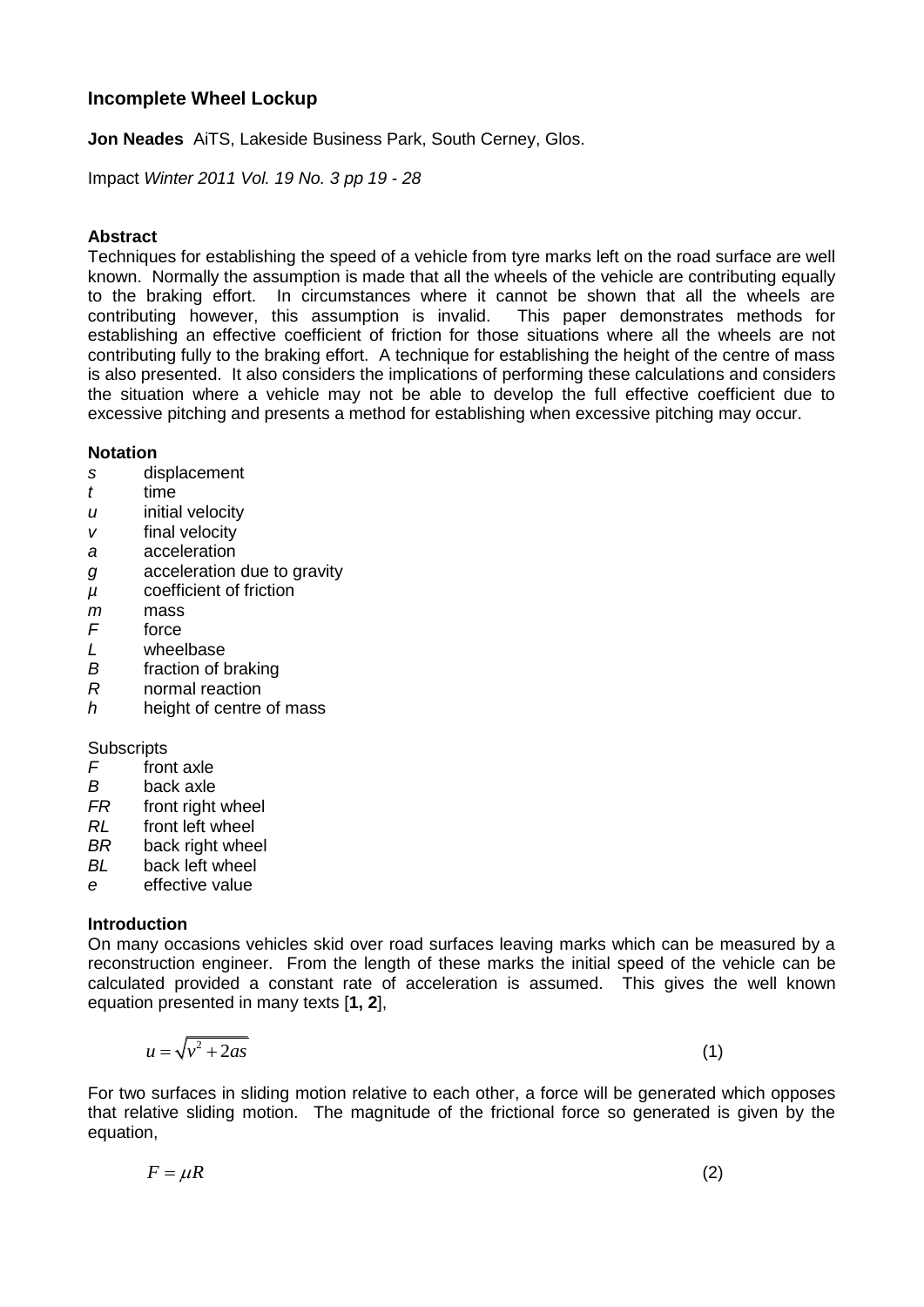# Incomplete Wheel Lockup

**Jon Neades** AiTS, Lakeside Business Park, South Cerney, Glos.

Impact *Winter 2011 Vol. 19 No. 3 pp 19 - 28*

**Abstract**

Techniques for establishing the speed of a vehicle from tyre marks left on the road surface are well known. Normally the assumption is made that all the wheels of the vehicle are contributing equally to the braking effort. In circumstances where it cannot be shown that all the wheels are contributing however, this assumption is invalid. This paper demonstrates methods for establishing an effective coefficient of friction for those situations where all the wheels are not contributing fully to the braking effort. A technique for establishing the height of the centre of mass is also presented. It also considers the implications of performing these calculations and considers the situation where a vehicle may not be able to develop the full effective coefficient due to excessive pitching and presents a method for establishing when excessive pitching may occur.

**Notation**

- $s$ displacement
- $t$ time
- $u$ initial velocity
- $v$ final velocity
- $a$ acceleration
- $g$ acceleration due to gravity
- $\mu$ coefficient of friction
- $m$ mass
- $F$ force
- $L$ wheelbase
- $B$ fraction of braking
- $R$ normal reaction
- $h$ height of centre of mass

Subscripts

- $F$ front axle
- $B$ back axle
- $FR$ front right wheel
- $RL$ front left wheel
- $BR$ back right wheel
- $BL$ back left wheel
- $e$ effective value

**Introduction**

On many occasions vehicles skid over road surfaces leaving marks which can be measured by a reconstruction engineer. From the length of these marks the initial speed of the vehicle can be calculated provided a constant rate of acceleration is assumed. This gives the well known equation presented in many texts [**1, 2**],

$$u = \sqrt{v^2 + 2as} \tag{1}$$

For two surfaces in sliding motion relative to each other, a force will be generated which opposes that relative sliding motion. The magnitude of the frictional force so generated is given by the equation,

$$F = \mu R \tag{2}$$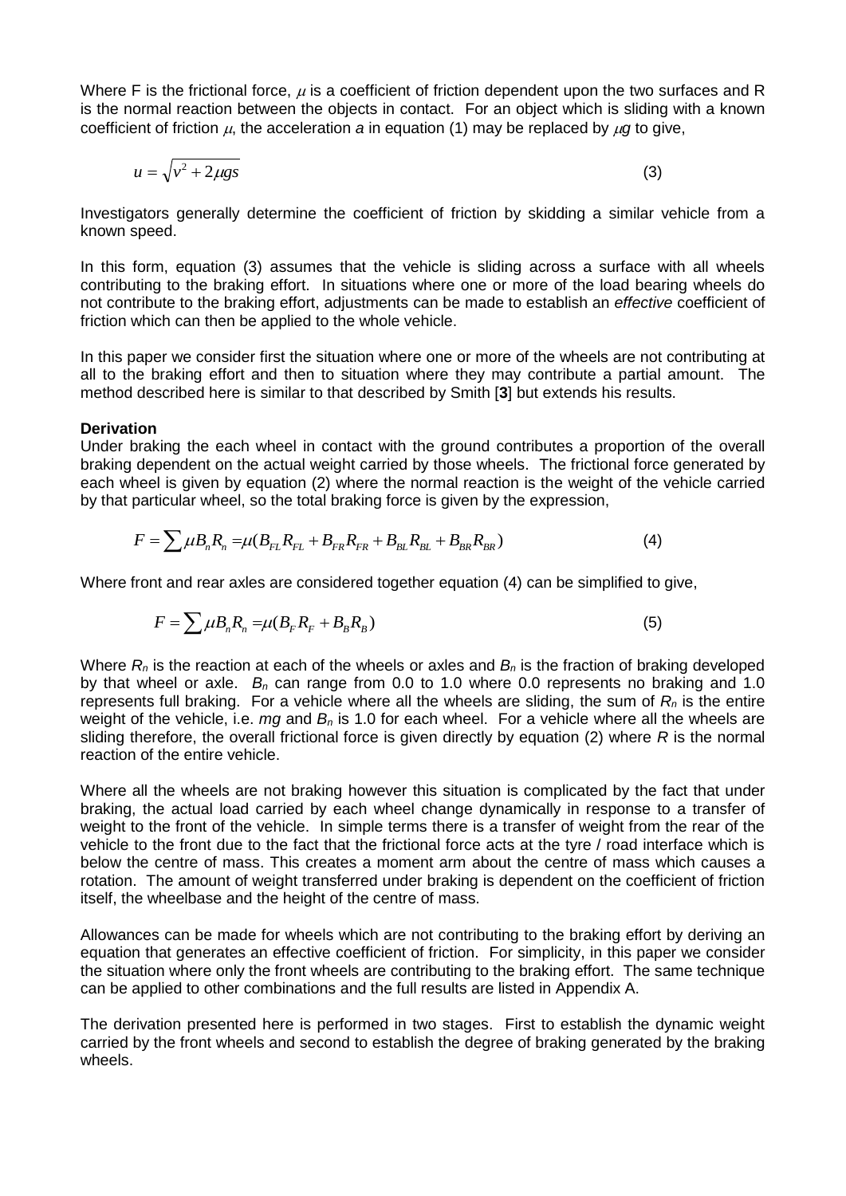Where F is the frictional force, $\mu$ is a coefficient of friction dependent upon the two surfaces and R is the normal reaction between the objects in contact. For an object which is sliding with a known coefficient of friction $\mu$, the acceleration *a* in equation (1) may be replaced by $\mu g$ to give,

$$u = \sqrt{v^2 + 2\mu g s} \tag{3}$$

Investigators generally determine the coefficient of friction by skidding a similar vehicle from a known speed.

In this form, equation (3) assumes that the vehicle is sliding across a surface with all wheels contributing to the braking effort. In situations where one or more of the load bearing wheels do not contribute to the braking effort, adjustments can be made to establish an *effective* coefficient of friction which can then be applied to the whole vehicle.

In this paper we consider first the situation where one or more of the wheels are not contributing at all to the braking effort and then to situation where they may contribute a partial amount. The method described here is similar to that described by Smith [**3**] but extends his results.

**Derivation**

Under braking the each wheel in contact with the ground contributes a proportion of the overall braking dependent on the actual weight carried by those wheels. The frictional force generated by each wheel is given by equation (2) where the normal reaction is the weight of the vehicle carried by that particular wheel, so the total braking force is given by the expression,

$$F = \sum \mu B_n R_n = \mu (B_{FL} R_{FL} + B_{FR} R_{FR} + B_{BL} R_{BL} + B_{BR} R_{BR}) \tag{4}$$

Where front and rear axles are considered together equation (4) can be simplified to give,

$$F = \sum \mu B_n R_n = \mu (B_F R_F + B_B R_B) \tag{5}$$

Where $R_n$ is the reaction at each of the wheels or axles and $B_n$ is the fraction of braking developed by that wheel or axle. $B_n$ can range from 0.0 to 1.0 where 0.0 represents no braking and 1.0 represents full braking. For a vehicle where all the wheels are sliding, the sum of $R_n$ is the entire weight of the vehicle, i.e. $mg$ and $B_n$ is 1.0 for each wheel. For a vehicle where all the wheels are sliding therefore, the overall frictional force is given directly by equation (2) where $R$ is the normal reaction of the entire vehicle.

Where all the wheels are not braking however this situation is complicated by the fact that under braking, the actual load carried by each wheel change dynamically in response to a transfer of weight to the front of the vehicle. In simple terms there is a transfer of weight from the rear of the vehicle to the front due to the fact that the frictional force acts at the tyre / road interface which is below the centre of mass. This creates a moment arm about the centre of mass which causes a rotation. The amount of weight transferred under braking is dependent on the coefficient of friction itself, the wheelbase and the height of the centre of mass.

Allowances can be made for wheels which are not contributing to the braking effort by deriving an equation that generates an effective coefficient of friction. For simplicity, in this paper we consider the situation where only the front wheels are contributing to the braking effort. The same technique can be applied to other combinations and the full results are listed in Appendix A.

The derivation presented here is performed in two stages. First to establish the dynamic weight carried by the front wheels and second to establish the degree of braking generated by the braking wheels.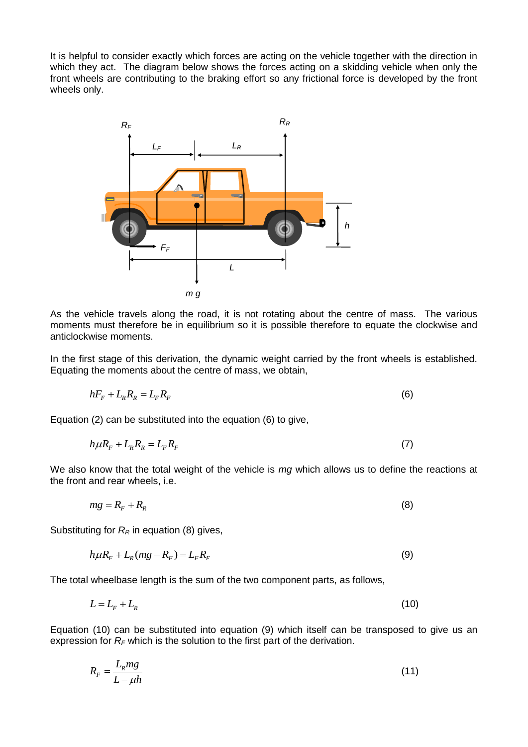It is helpful to consider exactly which forces are acting on the vehicle together with the direction in which they act. The diagram below shows the forces acting on a skidding vehicle when only the front wheels are contributing to the braking effort so any frictional force is developed by the front wheels only.

As the vehicle travels along the road, it is not rotating about the centre of mass. The various moments must therefore be in equilibrium so it is possible therefore to equate the clockwise and anticlockwise moments.

In the first stage of this derivation, the dynamic weight carried by the front wheels is established. Equating the moments about the centre of mass, we obtain,

$$hF_F + L_R R_R = L_F R_F \tag{6}$$

Equation (2) can be substituted into the equation (6) to give,

$$h\mu R_F + L_R R_R = L_F R_F \tag{7}$$

We also know that the total weight of the vehicle is $mg$ which allows us to define the reactions at the front and rear wheels, i.e.

$$mg = R_F + R_R \tag{8}$$

Substituting for $R_R$ in equation (8) gives,

$$h\mu R_F + L_R(mg - R_F) = L_F R_F \tag{9}$$

The total wheelbase length is the sum of the two component parts, as follows,

$$L = L_F + L_R \tag{10}$$

Equation (10) can be substituted into equation (9) which itself can be transposed to give us an expression for $R_F$ which is the solution to the first part of the derivation.

$$R_F = \frac{L_R mg}{L - \mu h} \tag{11}$$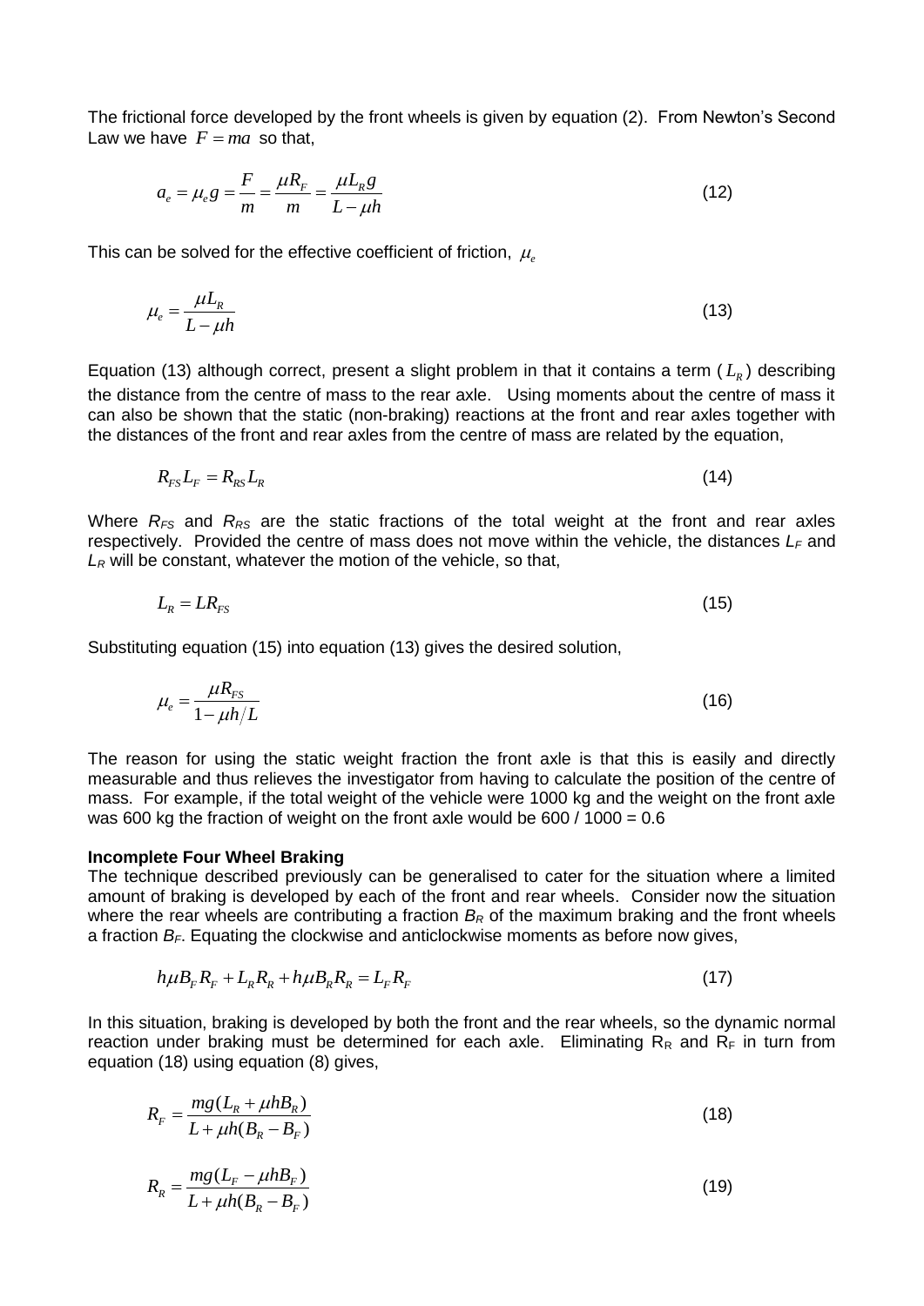The frictional force developed by the front wheels is given by equation (2). From Newton's Second Law we have $F = ma$ so that,

$$a_e = \mu_e g = \frac{F}{m} = \frac{\mu R_F}{m} = \frac{\mu L_R g}{L - \mu h} \tag{12}$$

This can be solved for the effective coefficient of friction, $\mu_e$

$$\mu_e = \frac{\mu L_R}{L - \mu h} \tag{13}$$

Equation (13) although correct, present a slight problem in that it contains a term ($L_R$) describing the distance from the centre of mass to the rear axle. Using moments about the centre of mass it can also be shown that the static (non-braking) reactions at the front and rear axles together with the distances of the front and rear axles from the centre of mass are related by the equation,

$$R_{FS} L_F = R_{RS} L_R \tag{14}$$

Where $R_{FS}$ and $R_{RS}$ are the static fractions of the total weight at the front and rear axles respectively. Provided the centre of mass does not move within the vehicle, the distances $L_F$ and $L_R$ will be constant, whatever the motion of the vehicle, so that,

$$L_R = L R_{FS} \tag{15}$$

Substituting equation (15) into equation (13) gives the desired solution,

$$\mu_e = \frac{\mu R_{FS}}{1 - \mu h / L} \tag{16}$$

The reason for using the static weight fraction the front axle is that this is easily and directly measurable and thus relieves the investigator from having to calculate the position of the centre of mass. For example, if the total weight of the vehicle were 1000 kg and the weight on the front axle was 600 kg the fraction of weight on the front axle would be 600 / 1000 = 0.6

**Incomplete Four Wheel Braking**

The technique described previously can be generalised to cater for the situation where a limited amount of braking is developed by each of the front and rear wheels. Consider now the situation where the rear wheels are contributing a fraction $B_R$ of the maximum braking and the front wheels a fraction $B_F$. Equating the clockwise and anticlockwise moments as before now gives,

$$h \mu B_F R_F + L_R R_R + h \mu B_R R_R = L_F R_F \tag{17}$$

In this situation, braking is developed by both the front and the rear wheels, so the dynamic normal reaction under braking must be determined for each axle. Eliminating $R_R$ and $R_F$ in turn from equation (18) using equation (8) gives,

$$R_F = \frac{mg(L_R + \mu h B_R)}{L + \mu h (B_R - B_F)} \tag{18}$$

$$R_R = \frac{mg(L_F - \mu h B_F)}{L + \mu h (B_R - B_F)} \tag{19}$$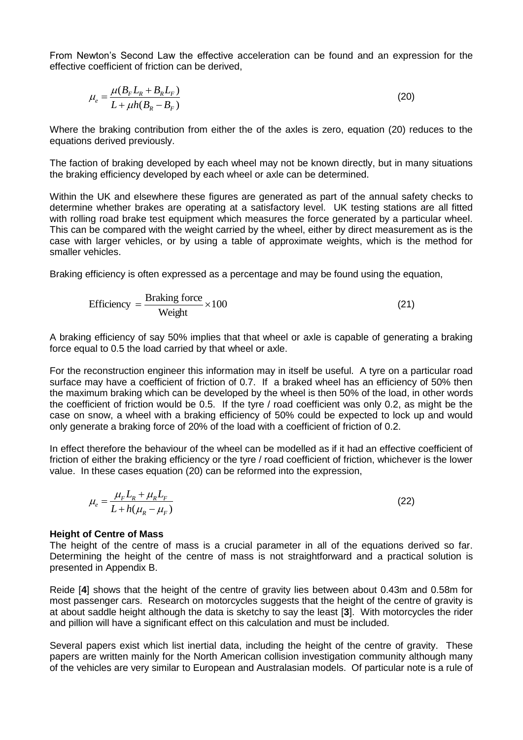From Newton's Second Law the effective acceleration can be found and an expression for the effective coefficient of friction can be derived,

$$\mu_e = \frac{\mu(B_F L_R + B_R L_F)}{L + \mu h(B_R - B_F)} \tag{20}$$

Where the braking contribution from either the of the axles is zero, equation (20) reduces to the equations derived previously.

The faction of braking developed by each wheel may not be known directly, but in many situations the braking efficiency developed by each wheel or axle can be determined.

Within the UK and elsewhere these figures are generated as part of the annual safety checks to determine whether brakes are operating at a satisfactory level. UK testing stations are all fitted with rolling road brake test equipment which measures the force generated by a particular wheel. This can be compared with the weight carried by the wheel, either by direct measurement as is the case with larger vehicles, or by using a table of approximate weights, which is the method for smaller vehicles.

Braking efficiency is often expressed as a percentage and may be found using the equation,

$$\text{Efficiency} = \frac{\text{Braking force}}{\text{Weight}} \times 100 \tag{21}$$

A braking efficiency of say 50% implies that that wheel or axle is capable of generating a braking force equal to 0.5 the load carried by that wheel or axle.

For the reconstruction engineer this information may in itself be useful. A tyre on a particular road surface may have a coefficient of friction of 0.7. If a braked wheel has an efficiency of 50% then the maximum braking which can be developed by the wheel is then 50% of the load, in other words the coefficient of friction would be 0.5. If the tyre / road coefficient was only 0.2, as might be the case on snow, a wheel with a braking efficiency of 50% could be expected to lock up and would only generate a braking force of 20% of the load with a coefficient of friction of 0.2.

In effect therefore the behaviour of the wheel can be modelled as if it had an effective coefficient of friction of either the braking efficiency or the tyre / road coefficient of friction, whichever is the lower value. In these cases equation (20) can be reformed into the expression,

$$\mu_e = \frac{\mu_F L_R + \mu_R L_F}{L + h(\mu_R - \mu_F)} \tag{22}$$

**Height of Centre of Mass**

The height of the centre of mass is a crucial parameter in all of the equations derived so far. Determining the height of the centre of mass is not straightforward and a practical solution is presented in Appendix B.

Reide [**4**] shows that the height of the centre of gravity lies between about 0.43m and 0.58m for most passenger cars. Research on motorcycles suggests that the height of the centre of gravity is at about saddle height although the data is sketchy to say the least [**3**]. With motorcycles the rider and pillion will have a significant effect on this calculation and must be included.

Several papers exist which list inertial data, including the height of the centre of gravity. These papers are written mainly for the North American collision investigation community although many of the vehicles are very similar to European and Australasian models. Of particular note is a rule of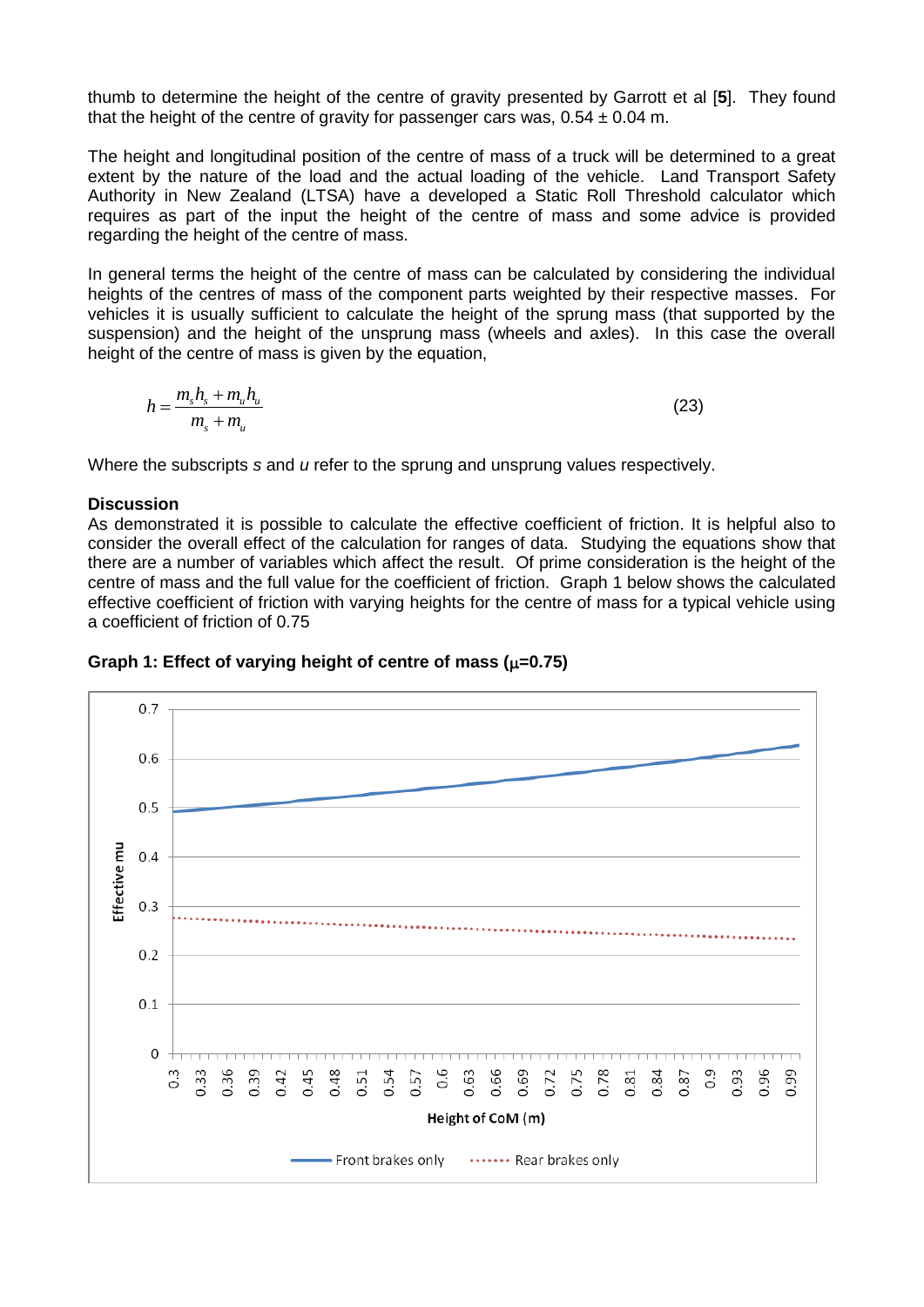thumb to determine the height of the centre of gravity presented by Garrott et al [**5**]. They found that the height of the centre of gravity for passenger cars was, 0.54 ± 0.04 m.

The height and longitudinal position of the centre of mass of a truck will be determined to a great extent by the nature of the load and the actual loading of the vehicle. Land Transport Safety Authority in New Zealand (LTSA) have a developed a Static Roll Threshold calculator which requires as part of the input the height of the centre of mass and some advice is provided regarding the height of the centre of mass.

In general terms the height of the centre of mass can be calculated by considering the individual heights of the centres of mass of the component parts weighted by their respective masses. For vehicles it is usually sufficient to calculate the height of the sprung mass (that supported by the suspension) and the height of the unsprung mass (wheels and axles). In this case the overall height of the centre of mass is given by the equation,

$$h = \frac{m_s h_s + m_u h_u}{m_s + m_u} \tag{23}$$

Where the subscripts *s* and *u* refer to the sprung and unsprung values respectively.

**Discussion**

As demonstrated it is possible to calculate the effective coefficient of friction. It is helpful also to consider the overall effect of the calculation for ranges of data. Studying the equations show that there are a number of variables which affect the result. Of prime consideration is the height of the centre of mass and the full value for the coefficient of friction. Graph 1 below shows the calculated effective coefficient of friction with varying heights for the centre of mass for a typical vehicle using a coefficient of friction of 0.75

**Graph 1: Effect of varying height of centre of mass (μ=0.75)**

Effective mu

0.7
0.6
0.5
0.4
0.3
0.2
0.1
0

0.3 0.33 0.36 0.39 0.42 0.45 0.48 0.51 0.54 0.57 0.6 0.63 0.66 0.69 0.72 0.75 0.78 0.81 0.84 0.87 0.9 0.93 0.96 0.99

Height of CoM (m)

Front brakes only
Rear brakes only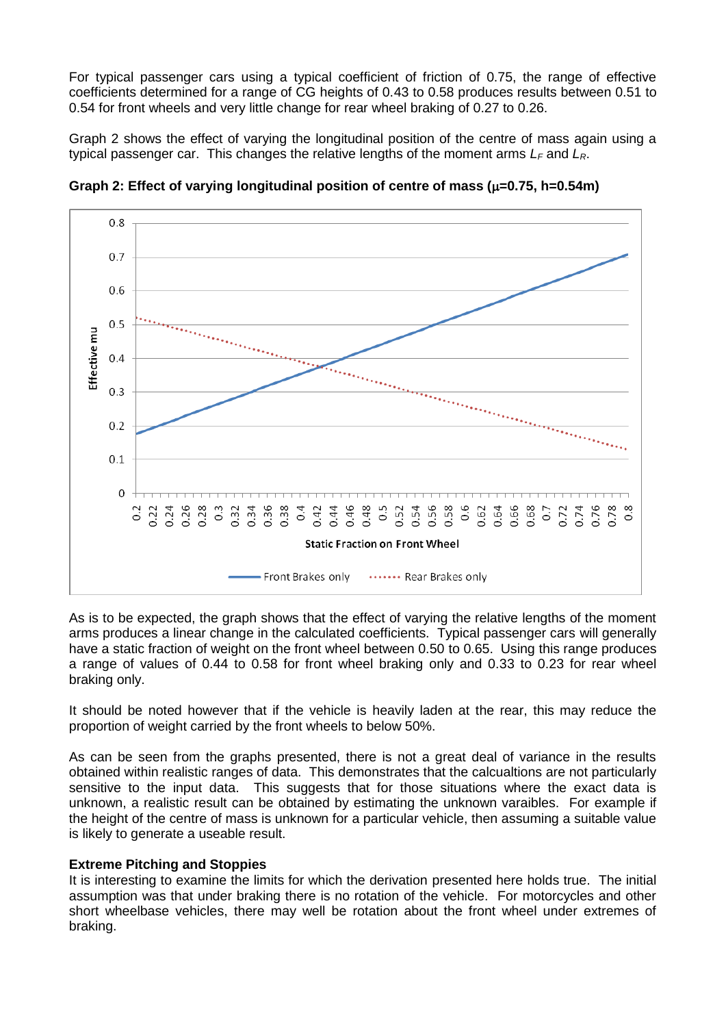For typical passenger cars using a typical coefficient of friction of 0.75, the range of effective coefficients determined for a range of CG heights of 0.43 to 0.58 produces results between 0.51 to 0.54 for front wheels and very little change for rear wheel braking of 0.27 to 0.26.

Graph 2 shows the effect of varying the longitudinal position of the centre of mass again using a typical passenger car. This changes the relative lengths of the moment arms $L_F$ and $L_R$.

**Graph 2: Effect of varying longitudinal position of centre of mass (μ=0.75, h=0.54m)**

Effective mu

0.8
0.7
0.6
0.5
0.4
0.3
0.2
0.1
0

0.2 0.22 0.24 0.26 0.28 0.3 0.32 0.34 0.36 0.38 0.4 0.42 0.44 0.46 0.48 0.5 0.52 0.54 0.56 0.58 0.6 0.62 0.64 0.66 0.68 0.7 0.72 0.74 0.76 0.78 0.8

Static Fraction on Front Wheel

Front Brakes only
Rear Brakes only

As is to be expected, the graph shows that the effect of varying the relative lengths of the moment arms produces a linear change in the calculated coefficients. Typical passenger cars will generally have a static fraction of weight on the front wheel between 0.50 to 0.65. Using this range produces a range of values of 0.44 to 0.58 for front wheel braking only and 0.33 to 0.23 for rear wheel braking only.

It should be noted however that if the vehicle is heavily laden at the rear, this may reduce the proportion of weight carried by the front wheels to below 50%.

As can be seen from the graphs presented, there is not a great deal of variance in the results obtained within realistic ranges of data. This demonstrates that the calcualtions are not particularly sensitive to the input data. This suggests that for those situations where the exact data is unknown, a realistic result can be obtained by estimating the unknown varaibles. For example if the height of the centre of mass is unknown for a particular vehicle, then assuming a suitable value is likely to generate a useable result.

**Extreme Pitching and Stoppies**

It is interesting to examine the limits for which the derivation presented here holds true. The initial assumption was that under braking there is no rotation of the vehicle. For motorcycles and other short wheelbase vehicles, there may well be rotation about the front wheel under extremes of braking.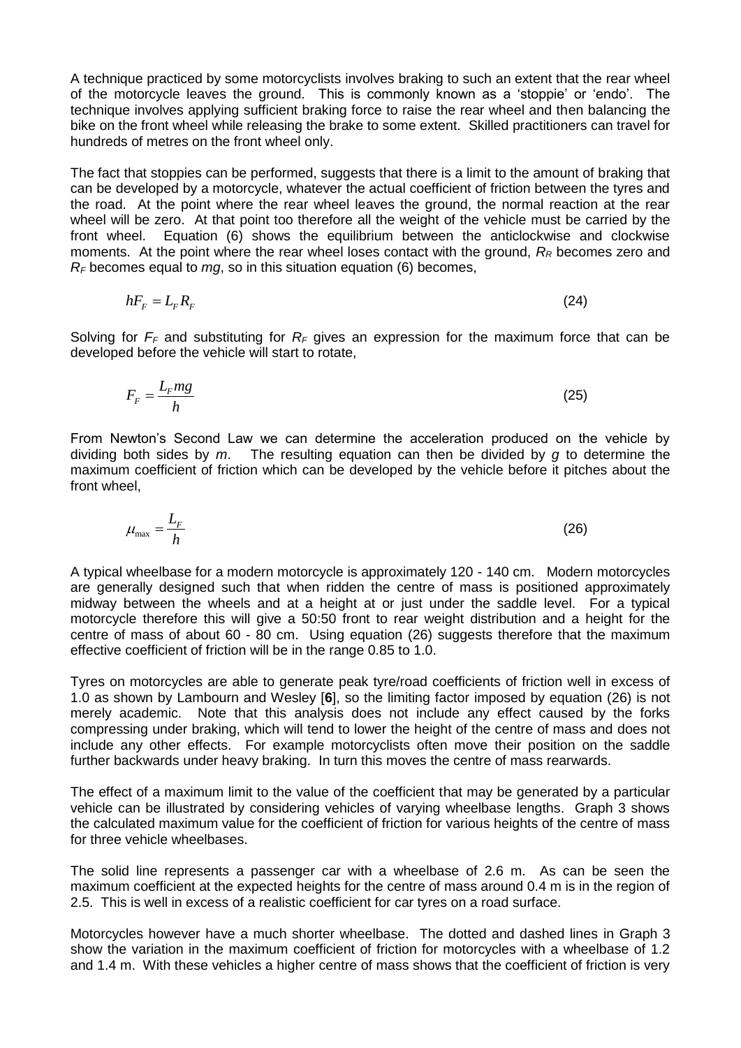A technique practiced by some motorcyclists involves braking to such an extent that the rear wheel of the motorcycle leaves the ground. This is commonly known as a 'stoppie' or 'endo'. The technique involves applying sufficient braking force to raise the rear wheel and then balancing the bike on the front wheel while releasing the brake to some extent. Skilled practitioners can travel for hundreds of metres on the front wheel only.

The fact that stoppies can be performed, suggests that there is a limit to the amount of braking that can be developed by a motorcycle, whatever the actual coefficient of friction between the tyres and the road. At the point where the rear wheel leaves the ground, the normal reaction at the rear wheel will be zero. At that point too therefore all the weight of the vehicle must be carried by the front wheel. Equation (6) shows the equilibrium between the anticlockwise and clockwise moments. At the point where the rear wheel loses contact with the ground, $R_R$ becomes zero and $R_F$ becomes equal to $mg$, so in this situation equation (6) becomes,

$$hF_F = L_F R_F \tag{24}$$

Solving for $F_F$ and substituting for $R_F$ gives an expression for the maximum force that can be developed before the vehicle will start to rotate,

$$F_F = \frac{L_F mg}{h} \tag{25}$$

From Newton's Second Law we can determine the acceleration produced on the vehicle by dividing both sides by $m$. The resulting equation can then be divided by $g$ to determine the maximum coefficient of friction which can be developed by the vehicle before it pitches about the front wheel,

$$\mu_{\max} = \frac{L_F}{h} \tag{26}$$

A typical wheelbase for a modern motorcycle is approximately 120 - 140 cm. Modern motorcycles are generally designed such that when ridden the centre of mass is positioned approximately midway between the wheels and at a height at or just under the saddle level. For a typical motorcycle therefore this will give a 50:50 front to rear weight distribution and a height for the centre of mass of about 60 - 80 cm. Using equation (26) suggests therefore that the maximum effective coefficient of friction will be in the range 0.85 to 1.0.

Tyres on motorcycles are able to generate peak tyre/road coefficients of friction well in excess of 1.0 as shown by Lambourn and Wesley [**6**], so the limiting factor imposed by equation (26) is not merely academic. Note that this analysis does not include any effect caused by the forks compressing under braking, which will tend to lower the height of the centre of mass and does not include any other effects. For example motorcyclists often move their position on the saddle further backwards under heavy braking. In turn this moves the centre of mass rearwards.

The effect of a maximum limit to the value of the coefficient that may be generated by a particular vehicle can be illustrated by considering vehicles of varying wheelbase lengths. Graph 3 shows the calculated maximum value for the coefficient of friction for various heights of the centre of mass for three vehicle wheelbases.

The solid line represents a passenger car with a wheelbase of 2.6 m. As can be seen the maximum coefficient at the expected heights for the centre of mass around 0.4 m is in the region of 2.5. This is well in excess of a realistic coefficient for car tyres on a road surface.

Motorcycles however have a much shorter wheelbase. The dotted and dashed lines in Graph 3 show the variation in the maximum coefficient of friction for motorcycles with a wheelbase of 1.2 and 1.4 m. With these vehicles a higher centre of mass shows that the coefficient of friction is very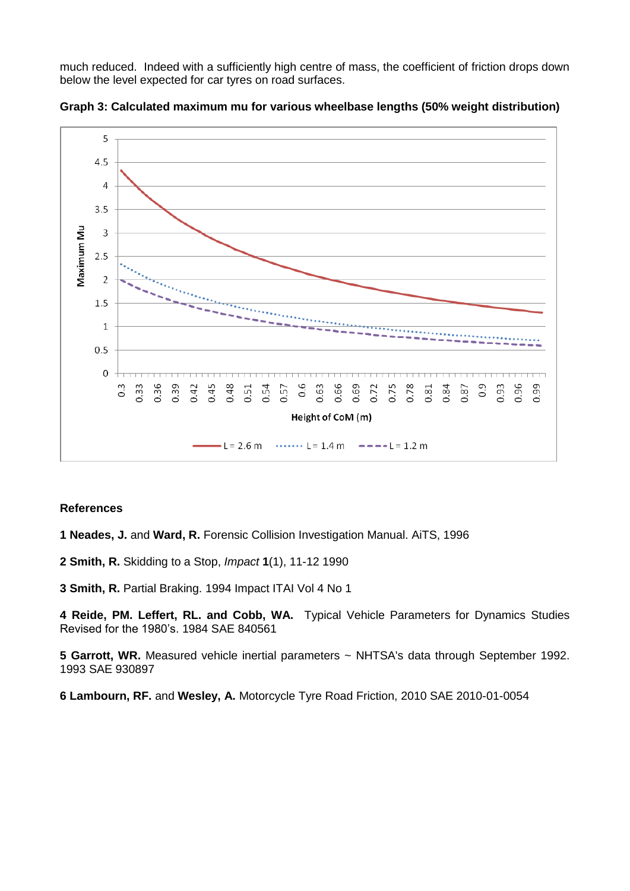much reduced. Indeed with a sufficiently high centre of mass, the coefficient of friction drops down below the level expected for car tyres on road surfaces.

**Graph 3: Calculated maximum mu for various wheelbase lengths (50% weight distribution)**

Maximum Mu

5
4.5
4
3.5
3
2.5
2
1.5
1
0.5
0

0.3 0.33 0.36 0.39 0.42 0.45 0.48 0.51 0.54 0.57 0.6 0.63 0.66 0.69 0.72 0.75 0.78 0.81 0.84 0.87 0.9 0.93 0.96 0.99

Height of CoM (m)

L = 2.6 m
L = 1.4 m
L = 1.2 m

## References

**1 Neades, J.** and **Ward, R.** Forensic Collision Investigation Manual. AiTS, 1996

**2 Smith, R.** Skidding to a Stop, *Impact* **1**(1), 11-12 1990

**3 Smith, R.** Partial Braking. 1994 Impact ITAI Vol 4 No 1

**4 Reide, PM. Leffert, RL. and Cobb, WA.** Typical Vehicle Parameters for Dynamics Studies Revised for the 1980's. 1984 SAE 840561

**5 Garrott, WR.** Measured vehicle inertial parameters ~ NHTSA's data through September 1992. 1993 SAE 930897

**6 Lambourn, RF.** and **Wesley, A.** Motorcycle Tyre Road Friction, 2010 SAE 2010-01-0054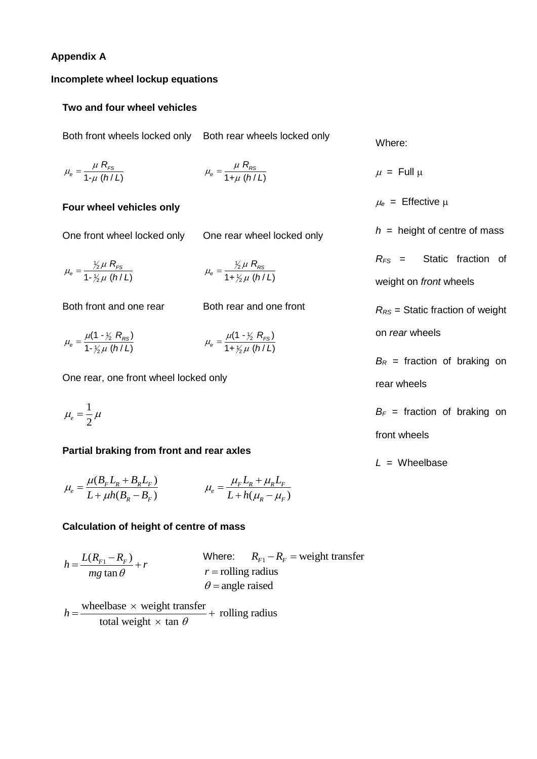**Appendix A**

**Incomplete wheel lockup equations**

**Two and four wheel vehicles**

Both front wheels locked only

$$\mu_e = \frac{\mu R_{FS}}{1 - \mu (h/L)}$$

Both rear wheels locked only

$$\mu_e = \frac{\mu R_{RS}}{1 + \mu (h/L)}$$

**Four wheel vehicles only**

One front wheel locked only

$$\mu_e = \frac{\frac{1}{2}\mu R_{FS}}{1 - \frac{1}{2}\mu (h/L)}$$

One rear wheel locked only

$$\mu_e = \frac{\frac{1}{2}\mu R_{RS}}{1 + \frac{1}{2}\mu (h/L)}$$

Both front and one rear

$$\mu_e = \frac{\mu(1 - \frac{1}{2} R_{RS})}{1 - \frac{1}{2}\mu (h/L)}$$

Both rear and one front

$$\mu_e = \frac{\mu(1 - \frac{1}{2} R_{FS})}{1 + \frac{1}{2}\mu (h/L)}$$

One rear, one front wheel locked only

$$\mu_e = \frac{1}{2}\mu$$

**Partial braking from front and rear axles**

$$\mu_e = \frac{\mu(B_F L_R + B_R L_F)}{L + \mu h (B_R - B_F)}$$

$$\mu_e = \frac{\mu_F L_R + \mu_R L_F}{L + h(\mu_R - \mu_F)}$$

Where:

$\mu$ = Full $\mu$

$\mu_e$ = Effective $\mu$

$h$ = height of centre of mass

$R_{FS}$ = Static fraction of weight on *front* wheels

$R_{RS}$ = Static fraction of weight on *rear* wheels

$B_R$ = fraction of braking on rear wheels

$B_F$ = fraction of braking on front wheels

$L$ = Wheelbase

**Calculation of height of centre of mass**

$$h = \frac{L(R_{F1} - R_F)}{mg \tan\theta} + r$$

Where: $R_{F1} - R_F = \text{weight transfer}$
$r = \text{rolling radius}$
$\theta = \text{angle raised}$

$$h = \frac{\text{wheelbase} \times \text{weight transfer}}{\text{total weight} \times \tan\theta} + \text{rolling radius}$$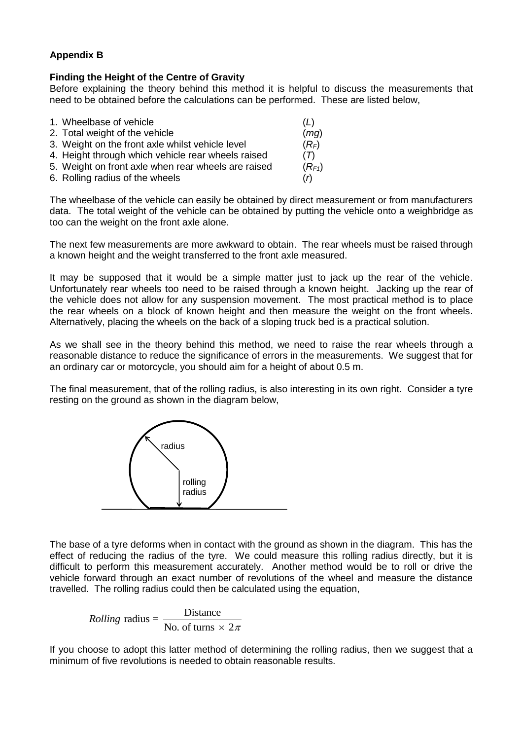**Appendix B**

**Finding the Height of the Centre of Gravity**

Before explaining the theory behind this method it is helpful to discuss the measurements that need to be obtained before the calculations can be performed. These are listed below,

1. Wheelbase of vehicle ($L$)
2. Total weight of the vehicle ($mg$)
3. Weight on the front axle whilst vehicle level ($R_F$)
4. Height through which vehicle rear wheels raised ($T$)
5. Weight on front axle when rear wheels are raised ($R_{F1}$)
6. Rolling radius of the wheels ($r$)

The wheelbase of the vehicle can easily be obtained by direct measurement or from manufacturers data. The total weight of the vehicle can be obtained by putting the vehicle onto a weighbridge as too can the weight on the front axle alone.

The next few measurements are more awkward to obtain. The rear wheels must be raised through a known height and the weight transferred to the front axle measured.

It may be supposed that it would be a simple matter just to jack up the rear of the vehicle. Unfortunately rear wheels too need to be raised through a known height. Jacking up the rear of the vehicle does not allow for any suspension movement. The most practical method is to place the rear wheels on a block of known height and then measure the weight on the front wheels. Alternatively, placing the wheels on the back of a sloping truck bed is a practical solution.

As we shall see in the theory behind this method, we need to raise the rear wheels through a reasonable distance to reduce the significance of errors in the measurements. We suggest that for an ordinary car or motorcycle, you should aim for a height of about 0.5 m.

The final measurement, that of the rolling radius, is also interesting in its own right. Consider a tyre resting on the ground as shown in the diagram below,

radius

rolling radius

The base of a tyre deforms when in contact with the ground as shown in the diagram. This has the effect of reducing the radius of the tyre. We could measure this rolling radius directly, but it is difficult to perform this measurement accurately. Another method would be to roll or drive the vehicle forward through an exact number of revolutions of the wheel and measure the distance travelled. The rolling radius could then be calculated using the equation,

$$Rolling \text{ radius} = \frac{\text{Distance}}{\text{No. of turns} \times 2\pi}$$

If you choose to adopt this latter method of determining the rolling radius, then we suggest that a minimum of five revolutions is needed to obtain reasonable results.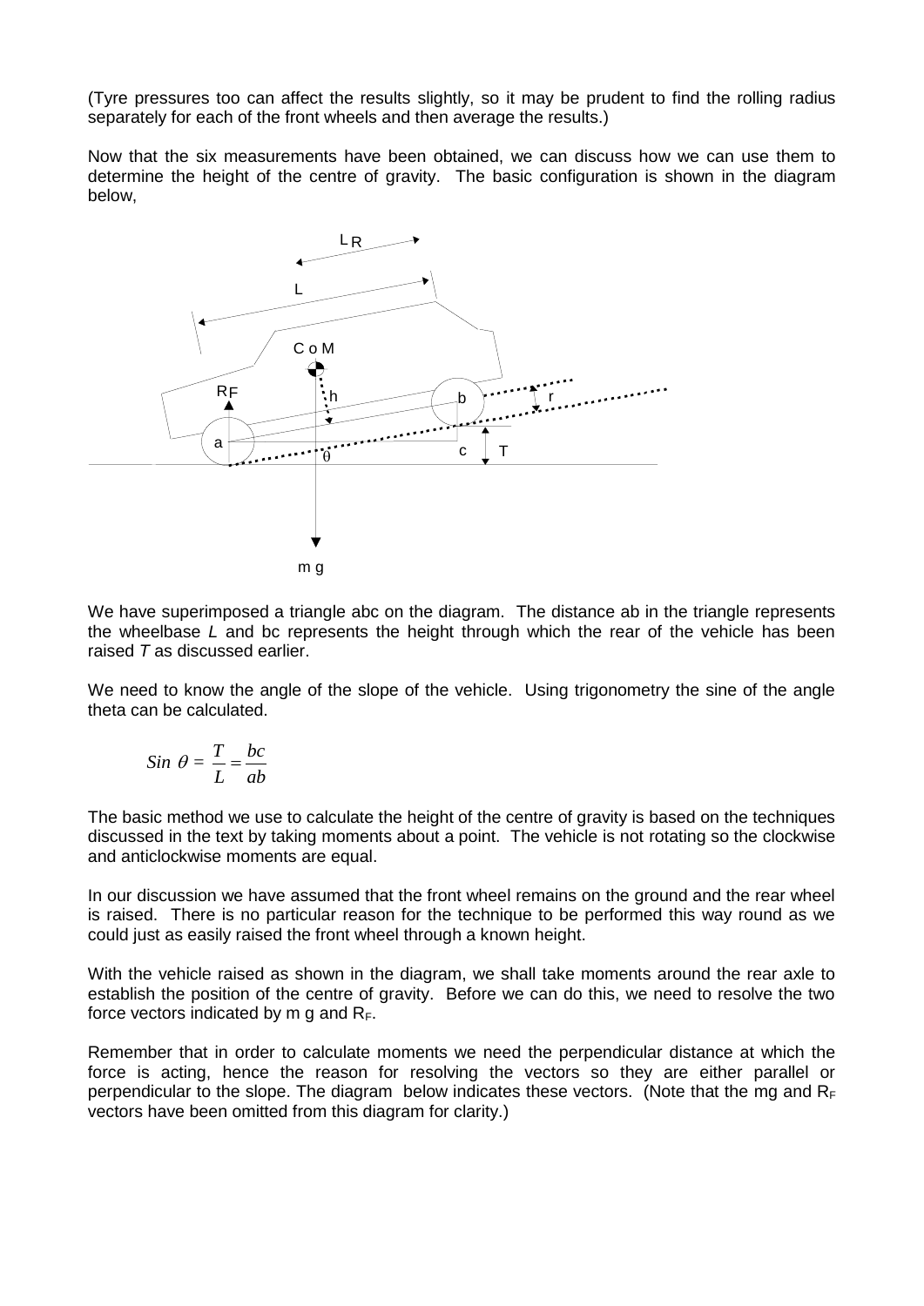(Tyre pressures too can affect the results slightly, so it may be prudent to find the rolling radius separately for each of the front wheels and then average the results.)

Now that the six measurements have been obtained, we can discuss how we can use them to determine the height of the centre of gravity. The basic configuration is shown in the diagram below,

$L_R$

L

C o M

$R_F$

h

b

r

a

θ

c

T

m g

We have superimposed a triangle abc on the diagram. The distance ab in the triangle represents the wheelbase *L* and bc represents the height through which the rear of the vehicle has been raised *T* as discussed earlier.

We need to know the angle of the slope of the vehicle. Using trigonometry the sine of the angle theta can be calculated.

$$Sin\ \theta = \frac{T}{L} = \frac{bc}{ab}$$

The basic method we use to calculate the height of the centre of gravity is based on the techniques discussed in the text by taking moments about a point. The vehicle is not rotating so the clockwise and anticlockwise moments are equal.

In our discussion we have assumed that the front wheel remains on the ground and the rear wheel is raised. There is no particular reason for the technique to be performed this way round as we could just as easily raised the front wheel through a known height.

With the vehicle raised as shown in the diagram, we shall take moments around the rear axle to establish the position of the centre of gravity. Before we can do this, we need to resolve the two force vectors indicated by m g and $R_F$.

Remember that in order to calculate moments we need the perpendicular distance at which the force is acting, hence the reason for resolving the vectors so they are either parallel or perpendicular to the slope. The diagram below indicates these vectors. (Note that the mg and $R_F$ vectors have been omitted from this diagram for clarity.)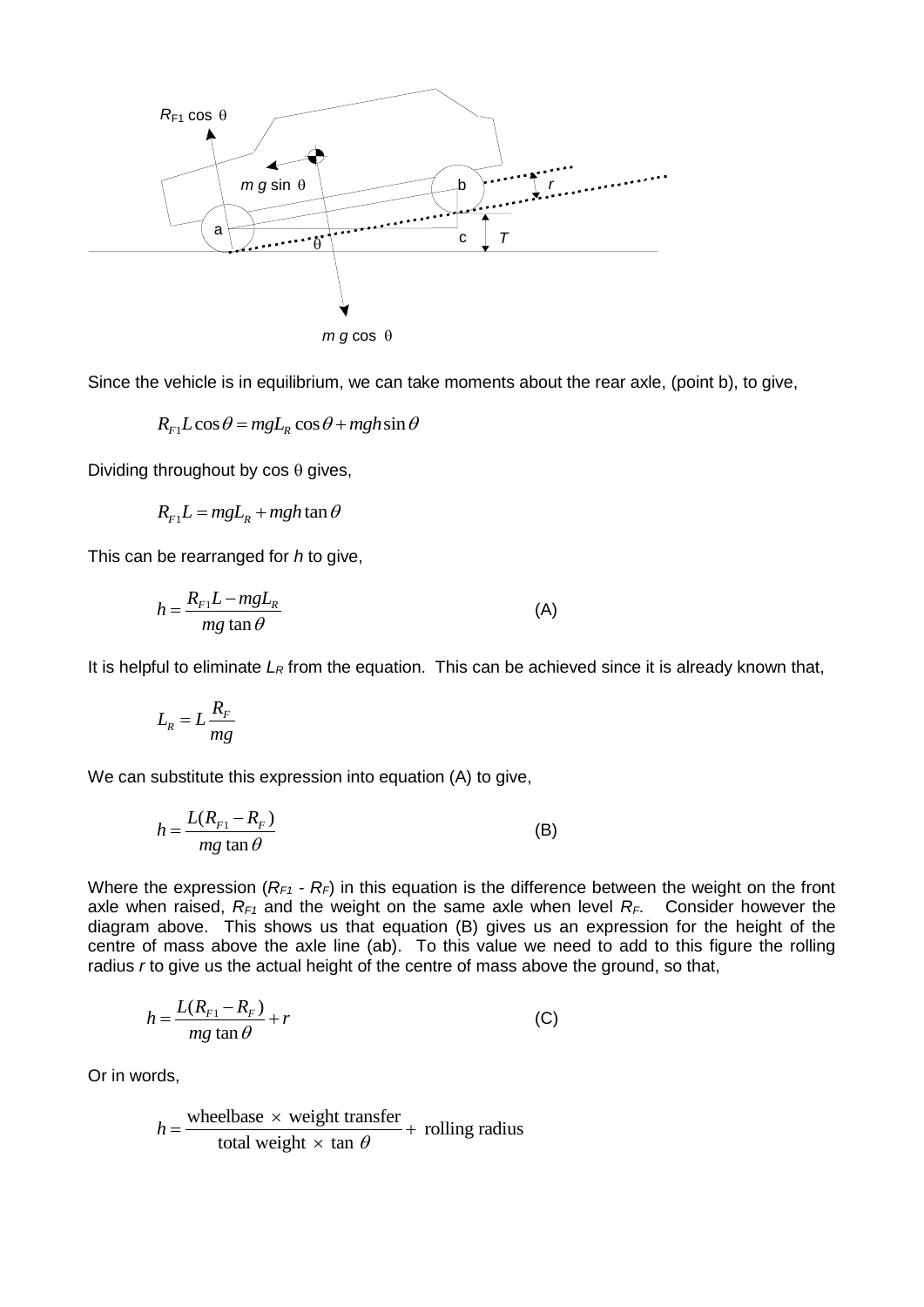$R_{F1} \cos\theta$

$m\,g \sin\theta$

b

$r$

a

c

$T$

$\theta$

$m\,g \cos\theta$

Since the vehicle is in equilibrium, we can take moments about the rear axle, (point b), to give,

$$R_{F1} L \cos\theta = mgL_R \cos\theta + mgh \sin\theta$$

Dividing throughout by cos θ gives,

$$R_{F1} L = mgL_R + mgh \tan\theta$$

This can be rearranged for *h* to give,

$$h = \frac{R_{F1} L - mgL_R}{mg \tan\theta} \qquad \text{(A)}$$

It is helpful to eliminate $L_R$ from the equation. This can be achieved since it is already known that,

$$L_R = L \frac{R_F}{mg}$$

We can substitute this expression into equation (A) to give,

$$h = \frac{L(R_{F1} - R_F)}{mg \tan\theta} \qquad \text{(B)}$$

Where the expression ($R_{F1}$ - $R_F$) in this equation is the difference between the weight on the front axle when raised, $R_{F1}$ and the weight on the same axle when level $R_F$. Consider however the diagram above. This shows us that equation (B) gives us an expression for the height of the centre of mass above the axle line (ab). To this value we need to add to this figure the rolling radius *r* to give us the actual height of the centre of mass above the ground, so that,

$$h = \frac{L(R_{F1} - R_F)}{mg \tan\theta} + r \qquad \text{(C)}$$

Or in words,

$$h = \frac{\text{wheelbase} \times \text{weight transfer}}{\text{total weight} \times \tan\theta} + \text{rolling radius}$$